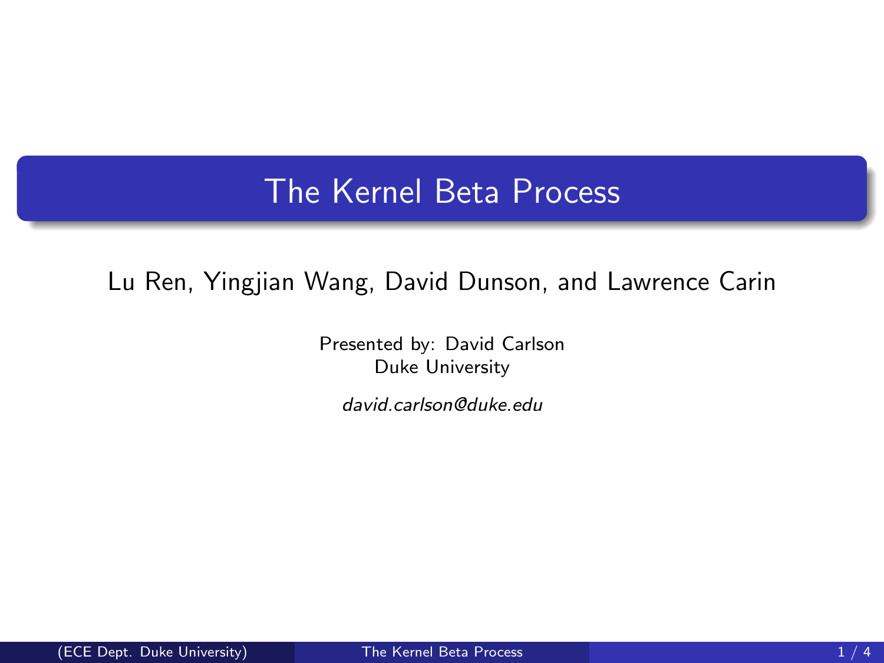# The Kernel Beta Process

Lu Ren, Yingjian Wang, David Dunson, and Lawrence Carin

Presented by: David Carlson
Duke University

*david.carlson@duke.edu*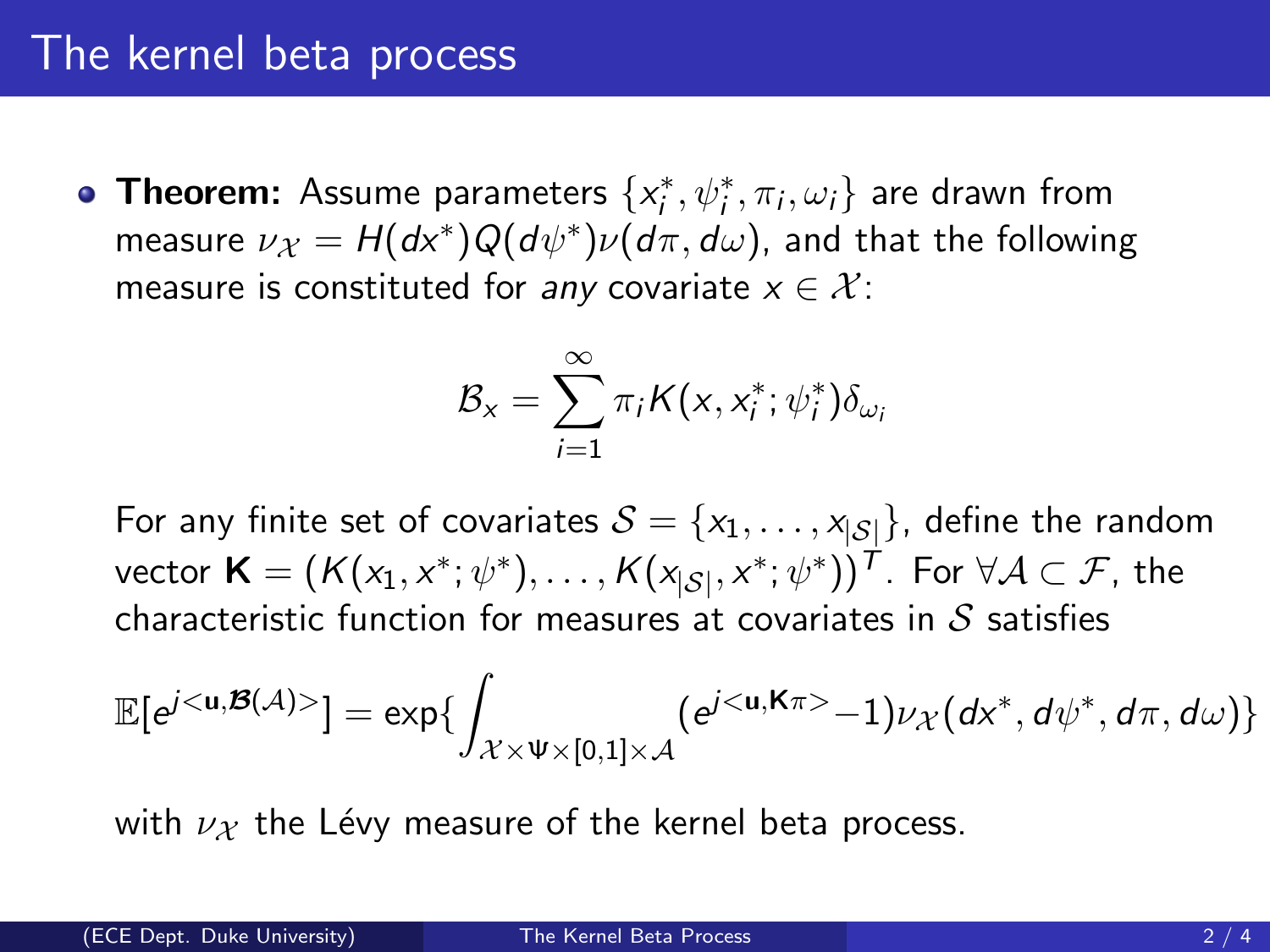# The kernel beta process

- **Theorem:** Assume parameters $\{x_i^*, \psi_i^*, \pi_i, \omega_i\}$ are drawn from measure $\nu_{\mathcal{X}} = H(dx^*)Q(d\psi^*)\nu(d\pi, d\omega)$, and that the following measure is constituted for *any* covariate $x \in \mathcal{X}$:

$$\mathcal{B}_x = \sum_{i=1}^{\infty} \pi_i K(x, x_i^*; \psi_i^*) \delta_{\omega_i}$$

  For any finite set of covariates $\mathcal{S} = \{x_1, \ldots, x_{|\mathcal{S}|}\}$, define the random vector $\mathbf{K} = (K(x_1, x^*; \psi^*), \ldots, K(x_{|\mathcal{S}|}, x^*; \psi^*))^T$. For $\forall \mathcal{A} \subset \mathcal{F}$, the characteristic function for measures at covariates in $\mathcal{S}$ satisfies

$$\mathbb{E}[e^{j<\mathbf{u}, \boldsymbol{\mathcal{B}}(\mathcal{A})>}] = \exp\{\int_{\mathcal{X} \times \Psi \times [0,1] \times \mathcal{A}} (e^{j<\mathbf{u}, \mathbf{K}\pi>} - 1) \nu_{\mathcal{X}}(dx^*, d\psi^*, d\pi, d\omega)\}$$

  with $\nu_{\mathcal{X}}$ the Lévy measure of the kernel beta process.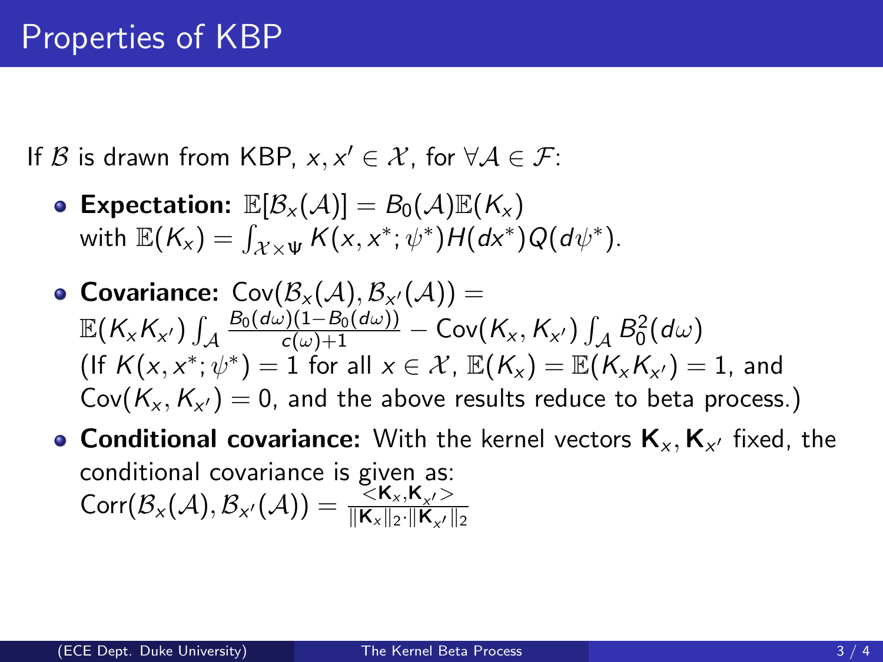# Properties of KBP

If $\mathcal{B}$ is drawn from KBP, $x, x' \in \mathcal{X}$, for $\forall \mathcal{A} \in \mathcal{F}$:

- **Expectation:** $\mathbb{E}[\mathcal{B}_x(\mathcal{A})] = B_0(\mathcal{A})\mathbb{E}(K_x)$ with $\mathbb{E}(K_x) = \int_{\mathcal{X}\times\Psi} K(x, x^*; \psi^*)H(dx^*)Q(d\psi^*)$.
- **Covariance:** $\mathrm{Cov}(\mathcal{B}_x(\mathcal{A}), \mathcal{B}_{x'}(\mathcal{A})) =$ $\mathbb{E}(K_x K_{x'}) \int_{\mathcal{A}} \frac{B_0(d\omega)(1-B_0(d\omega))}{c(\omega)+1} - \mathrm{Cov}(K_x, K_{x'}) \int_{\mathcal{A}} B_0^2(d\omega)$ (If $K(x, x^*; \psi^*) = 1$ for all $x \in \mathcal{X}$, $\mathbb{E}(K_x) = \mathbb{E}(K_x K_{x'}) = 1$, and $\mathrm{Cov}(K_x, K_{x'}) = 0$, and the above results reduce to beta process.)
- **Conditional covariance:** With the kernel vectors $\mathbf{K}_x, \mathbf{K}_{x'}$ fixed, the conditional covariance is given as: $\mathrm{Corr}(\mathcal{B}_x(\mathcal{A}), \mathcal{B}_{x'}(\mathcal{A})) = \frac{<\mathbf{K}_x, \mathbf{K}_{x'}>}{\|\mathbf{K}_x\|_2 \cdot \|\mathbf{K}_{x'}\|_2}$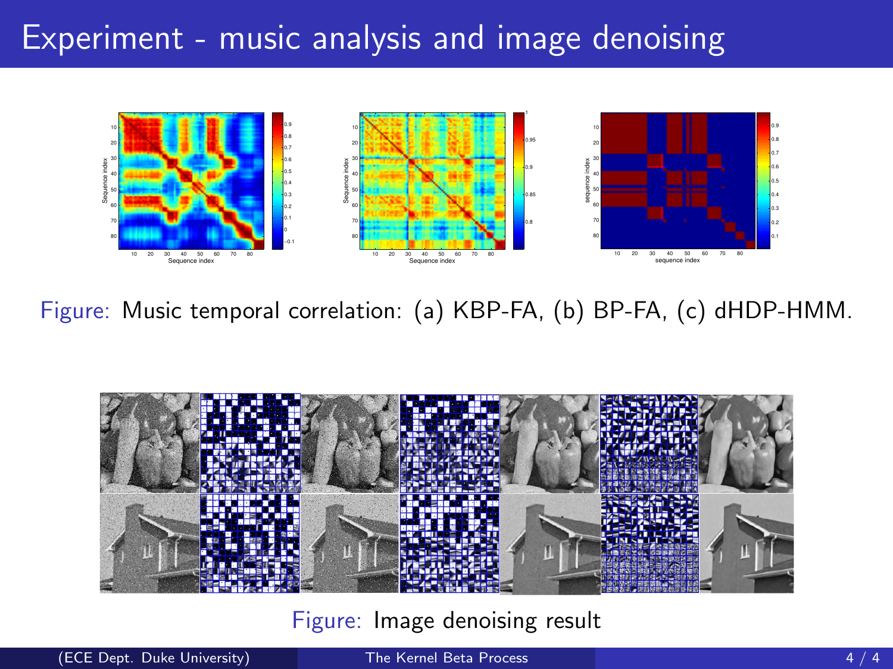# Experiment - music analysis and image denoising

Figure: Music temporal correlation: (a) KBP-FA, (b) BP-FA, (c) dHDP-HMM.

Figure: Image denoising result